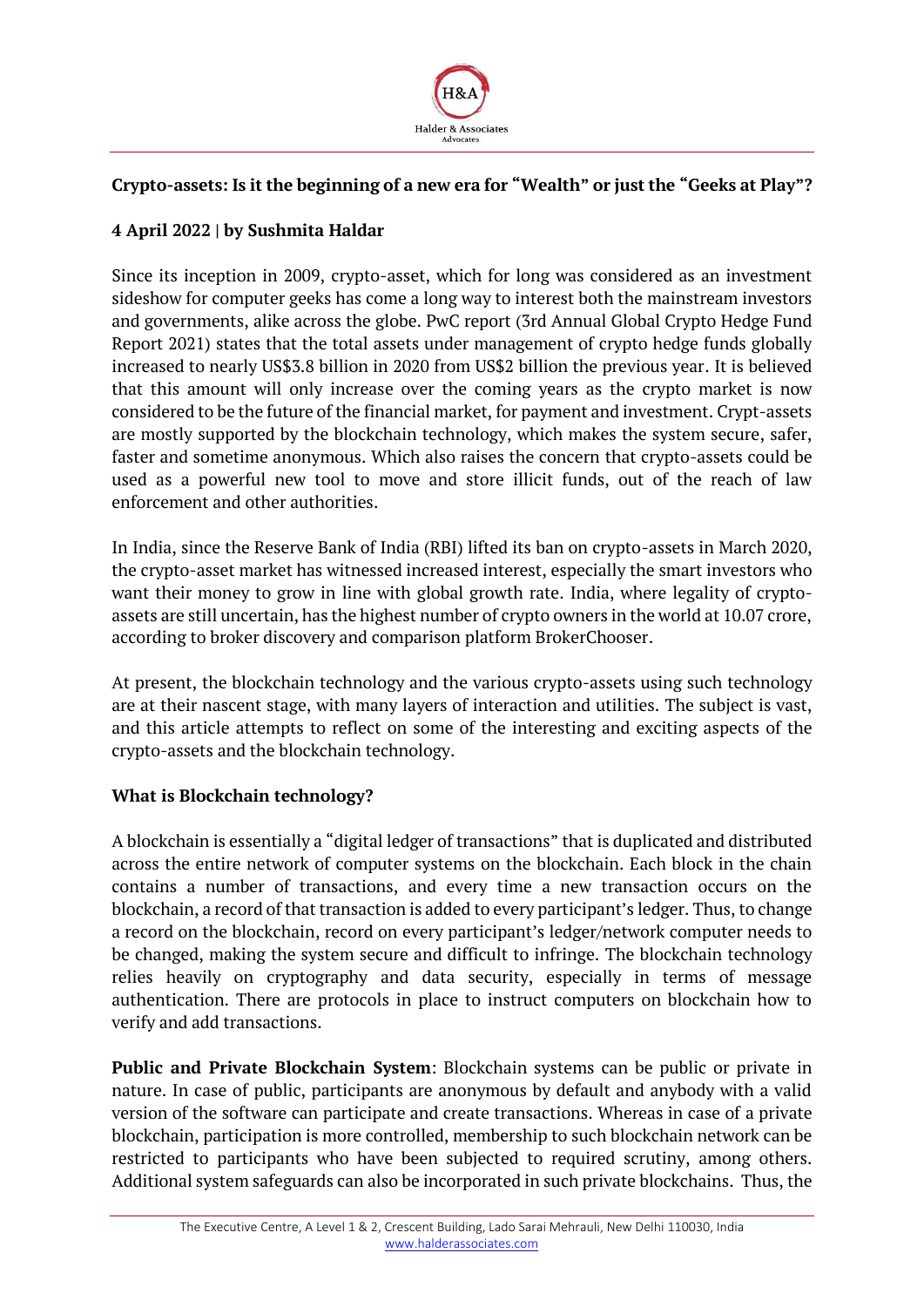## Crypto-assets: Is it the beginning of a new era for "Wealth" or just the "Geeks at Play"?

**4 April 2022 | by Sushmita Haldar**

Since its inception in 2009, crypto-asset, which for long was considered as an investment sideshow for computer geeks has come a long way to interest both the mainstream investors and governments, alike across the globe. PwC report (3rd Annual Global Crypto Hedge Fund Report 2021) states that the total assets under management of crypto hedge funds globally increased to nearly US$3.8 billion in 2020 from US$2 billion the previous year. It is believed that this amount will only increase over the coming years as the crypto market is now considered to be the future of the financial market, for payment and investment. Crypt-assets are mostly supported by the blockchain technology, which makes the system secure, safer, faster and sometime anonymous. Which also raises the concern that crypto-assets could be used as a powerful new tool to move and store illicit funds, out of the reach of law enforcement and other authorities.

In India, since the Reserve Bank of India (RBI) lifted its ban on crypto-assets in March 2020, the crypto-asset market has witnessed increased interest, especially the smart investors who want their money to grow in line with global growth rate. India, where legality of crypto-assets are still uncertain, has the highest number of crypto owners in the world at 10.07 crore, according to broker discovery and comparison platform BrokerChooser.

At present, the blockchain technology and the various crypto-assets using such technology are at their nascent stage, with many layers of interaction and utilities. The subject is vast, and this article attempts to reflect on some of the interesting and exciting aspects of the crypto-assets and the blockchain technology.

### What is Blockchain technology?

A blockchain is essentially a "digital ledger of transactions" that is duplicated and distributed across the entire network of computer systems on the blockchain. Each block in the chain contains a number of transactions, and every time a new transaction occurs on the blockchain, a record of that transaction is added to every participant's ledger. Thus, to change a record on the blockchain, record on every participant's ledger/network computer needs to be changed, making the system secure and difficult to infringe. The blockchain technology relies heavily on cryptography and data security, especially in terms of message authentication. There are protocols in place to instruct computers on blockchain how to verify and add transactions.

**Public and Private Blockchain System**: Blockchain systems can be public or private in nature. In case of public, participants are anonymous by default and anybody with a valid version of the software can participate and create transactions. Whereas in case of a private blockchain, participation is more controlled, membership to such blockchain network can be restricted to participants who have been subjected to required scrutiny, among others. Additional system safeguards can also be incorporated in such private blockchains. Thus, the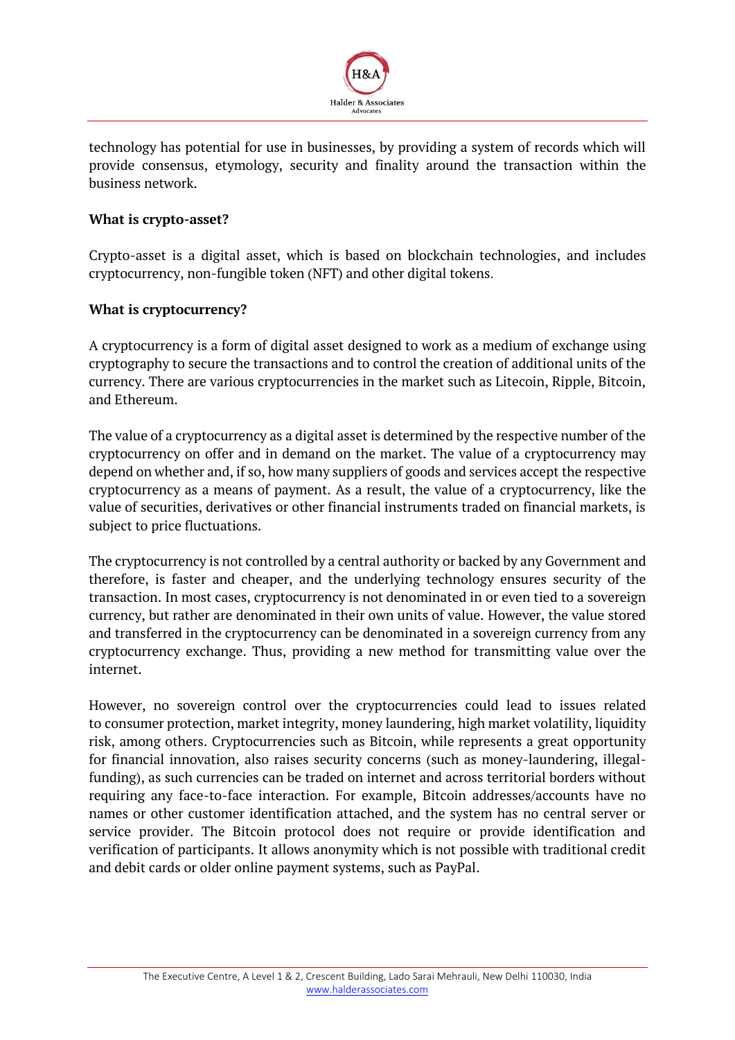technology has potential for use in businesses, by providing a system of records which will provide consensus, etymology, security and finality around the transaction within the business network.

**What is crypto-asset?**

Crypto-asset is a digital asset, which is based on blockchain technologies, and includes cryptocurrency, non-fungible token (NFT) and other digital tokens.

**What is cryptocurrency?**

A cryptocurrency is a form of digital asset designed to work as a medium of exchange using cryptography to secure the transactions and to control the creation of additional units of the currency. There are various cryptocurrencies in the market such as Litecoin, Ripple, Bitcoin, and Ethereum.

The value of a cryptocurrency as a digital asset is determined by the respective number of the cryptocurrency on offer and in demand on the market. The value of a cryptocurrency may depend on whether and, if so, how many suppliers of goods and services accept the respective cryptocurrency as a means of payment. As a result, the value of a cryptocurrency, like the value of securities, derivatives or other financial instruments traded on financial markets, is subject to price fluctuations.

The cryptocurrency is not controlled by a central authority or backed by any Government and therefore, is faster and cheaper, and the underlying technology ensures security of the transaction. In most cases, cryptocurrency is not denominated in or even tied to a sovereign currency, but rather are denominated in their own units of value. However, the value stored and transferred in the cryptocurrency can be denominated in a sovereign currency from any cryptocurrency exchange. Thus, providing a new method for transmitting value over the internet.

However, no sovereign control over the cryptocurrencies could lead to issues related to consumer protection, market integrity, money laundering, high market volatility, liquidity risk, among others. Cryptocurrencies such as Bitcoin, while represents a great opportunity for financial innovation, also raises security concerns (such as money-laundering, illegal-funding), as such currencies can be traded on internet and across territorial borders without requiring any face-to-face interaction. For example, Bitcoin addresses/accounts have no names or other customer identification attached, and the system has no central server or service provider. The Bitcoin protocol does not require or provide identification and verification of participants. It allows anonymity which is not possible with traditional credit and debit cards or older online payment systems, such as PayPal.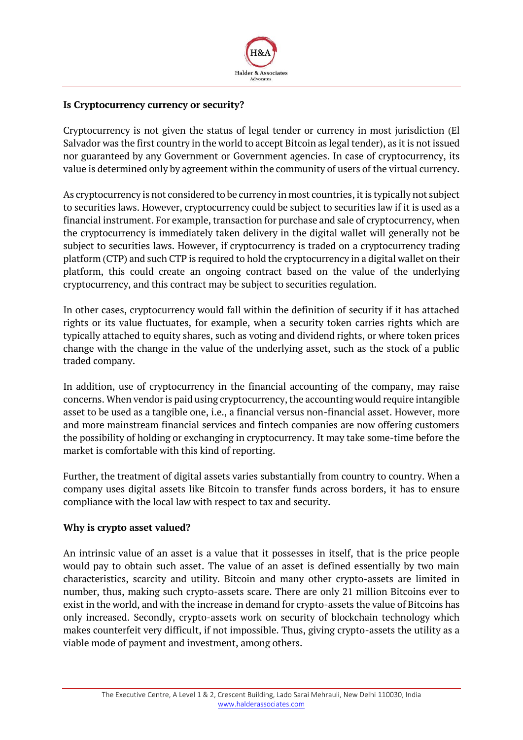**Is Cryptocurrency currency or security?**

Cryptocurrency is not given the status of legal tender or currency in most jurisdiction (El Salvador was the first country in the world to accept Bitcoin as legal tender), as it is not issued nor guaranteed by any Government or Government agencies. In case of cryptocurrency, its value is determined only by agreement within the community of users of the virtual currency.

As cryptocurrency is not considered to be currency in most countries, it is typically not subject to securities laws. However, cryptocurrency could be subject to securities law if it is used as a financial instrument. For example, transaction for purchase and sale of cryptocurrency, when the cryptocurrency is immediately taken delivery in the digital wallet will generally not be subject to securities laws. However, if cryptocurrency is traded on a cryptocurrency trading platform (CTP) and such CTP is required to hold the cryptocurrency in a digital wallet on their platform, this could create an ongoing contract based on the value of the underlying cryptocurrency, and this contract may be subject to securities regulation.

In other cases, cryptocurrency would fall within the definition of security if it has attached rights or its value fluctuates, for example, when a security token carries rights which are typically attached to equity shares, such as voting and dividend rights, or where token prices change with the change in the value of the underlying asset, such as the stock of a public traded company.

In addition, use of cryptocurrency in the financial accounting of the company, may raise concerns. When vendor is paid using cryptocurrency, the accounting would require intangible asset to be used as a tangible one, i.e., a financial versus non-financial asset. However, more and more mainstream financial services and fintech companies are now offering customers the possibility of holding or exchanging in cryptocurrency. It may take some-time before the market is comfortable with this kind of reporting.

Further, the treatment of digital assets varies substantially from country to country. When a company uses digital assets like Bitcoin to transfer funds across borders, it has to ensure compliance with the local law with respect to tax and security.

**Why is crypto asset valued?**

An intrinsic value of an asset is a value that it possesses in itself, that is the price people would pay to obtain such asset. The value of an asset is defined essentially by two main characteristics, scarcity and utility. Bitcoin and many other crypto-assets are limited in number, thus, making such crypto-assets scare. There are only 21 million Bitcoins ever to exist in the world, and with the increase in demand for crypto-assets the value of Bitcoins has only increased. Secondly, crypto-assets work on security of blockchain technology which makes counterfeit very difficult, if not impossible. Thus, giving crypto-assets the utility as a viable mode of payment and investment, among others.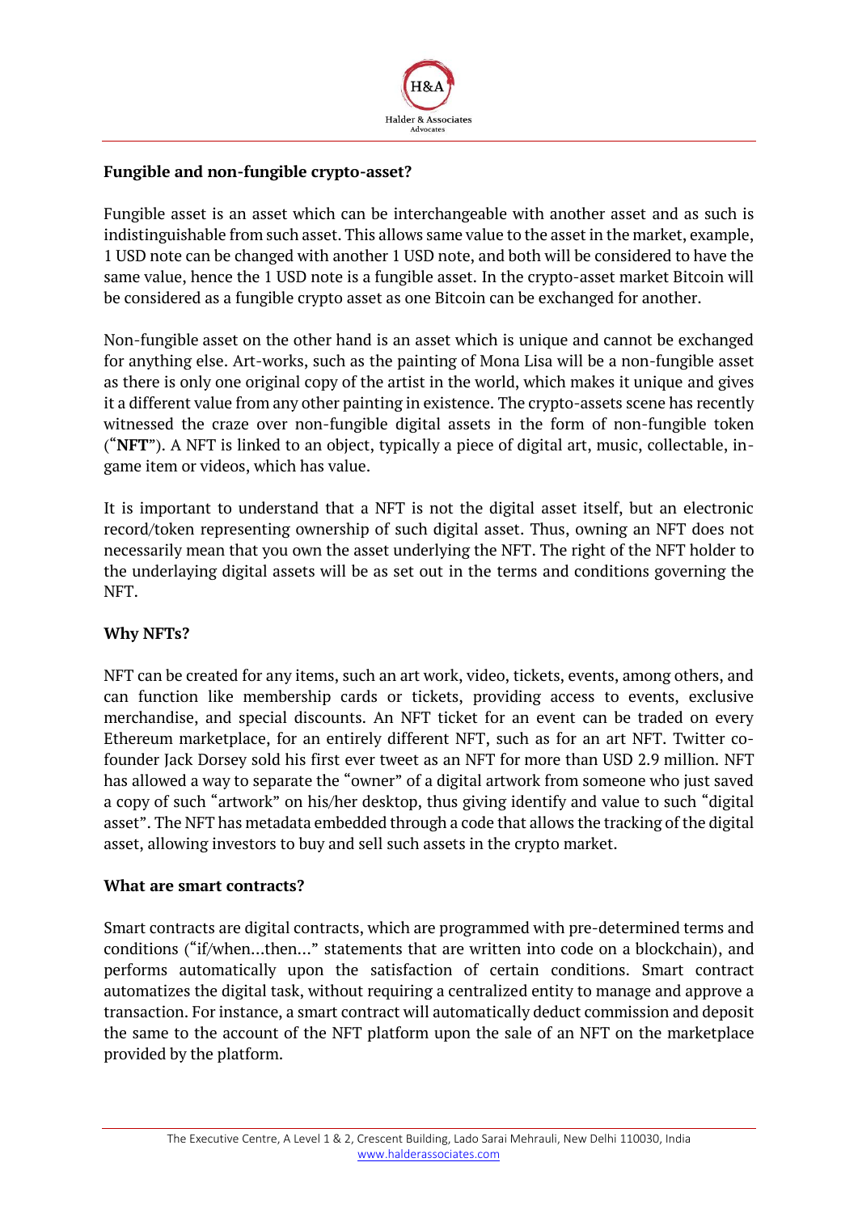**Fungible and non-fungible crypto-asset?**

Fungible asset is an asset which can be interchangeable with another asset and as such is indistinguishable from such asset. This allows same value to the asset in the market, example, 1 USD note can be changed with another 1 USD note, and both will be considered to have the same value, hence the 1 USD note is a fungible asset. In the crypto-asset market Bitcoin will be considered as a fungible crypto asset as one Bitcoin can be exchanged for another.

Non-fungible asset on the other hand is an asset which is unique and cannot be exchanged for anything else. Art-works, such as the painting of Mona Lisa will be a non-fungible asset as there is only one original copy of the artist in the world, which makes it unique and gives it a different value from any other painting in existence. The crypto-assets scene has recently witnessed the craze over non-fungible digital assets in the form of non-fungible token ("**NFT**"). A NFT is linked to an object, typically a piece of digital art, music, collectable, in-game item or videos, which has value.

It is important to understand that a NFT is not the digital asset itself, but an electronic record/token representing ownership of such digital asset. Thus, owning an NFT does not necessarily mean that you own the asset underlying the NFT. The right of the NFT holder to the underlaying digital assets will be as set out in the terms and conditions governing the NFT.

**Why NFTs?**

NFT can be created for any items, such an art work, video, tickets, events, among others, and can function like membership cards or tickets, providing access to events, exclusive merchandise, and special discounts. An NFT ticket for an event can be traded on every Ethereum marketplace, for an entirely different NFT, such as for an art NFT. Twitter co-founder Jack Dorsey sold his first ever tweet as an NFT for more than USD 2.9 million. NFT has allowed a way to separate the "owner" of a digital artwork from someone who just saved a copy of such "artwork" on his/her desktop, thus giving identify and value to such "digital asset". The NFT has metadata embedded through a code that allows the tracking of the digital asset, allowing investors to buy and sell such assets in the crypto market.

**What are smart contracts?**

Smart contracts are digital contracts, which are programmed with pre-determined terms and conditions ("if/when...then..." statements that are written into code on a blockchain), and performs automatically upon the satisfaction of certain conditions. Smart contract automatizes the digital task, without requiring a centralized entity to manage and approve a transaction. For instance, a smart contract will automatically deduct commission and deposit the same to the account of the NFT platform upon the sale of an NFT on the marketplace provided by the platform.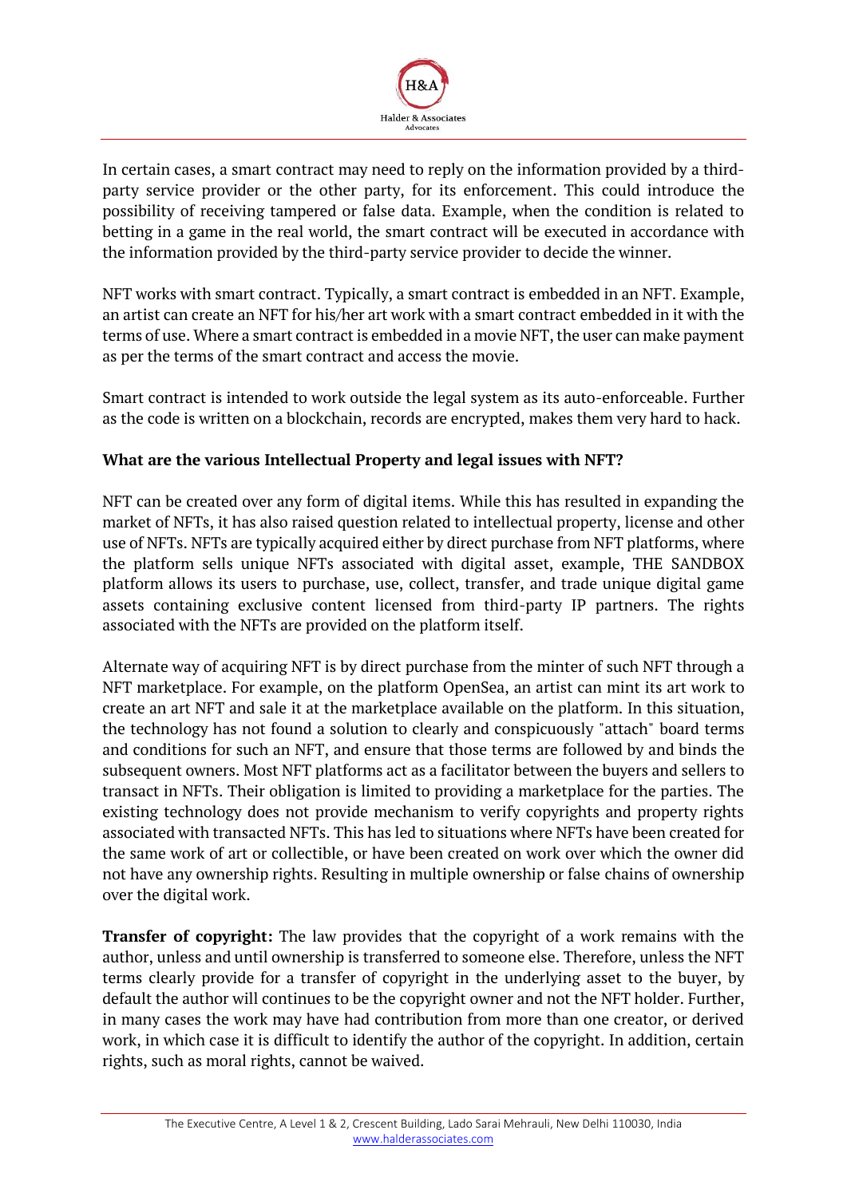In certain cases, a smart contract may need to reply on the information provided by a third-party service provider or the other party, for its enforcement. This could introduce the possibility of receiving tampered or false data. Example, when the condition is related to betting in a game in the real world, the smart contract will be executed in accordance with the information provided by the third-party service provider to decide the winner.

NFT works with smart contract. Typically, a smart contract is embedded in an NFT. Example, an artist can create an NFT for his/her art work with a smart contract embedded in it with the terms of use. Where a smart contract is embedded in a movie NFT, the user can make payment as per the terms of the smart contract and access the movie.

Smart contract is intended to work outside the legal system as its auto-enforceable. Further as the code is written on a blockchain, records are encrypted, makes them very hard to hack.

**What are the various Intellectual Property and legal issues with NFT?**

NFT can be created over any form of digital items. While this has resulted in expanding the market of NFTs, it has also raised question related to intellectual property, license and other use of NFTs. NFTs are typically acquired either by direct purchase from NFT platforms, where the platform sells unique NFTs associated with digital asset, example, THE SANDBOX platform allows its users to purchase, use, collect, transfer, and trade unique digital game assets containing exclusive content licensed from third-party IP partners. The rights associated with the NFTs are provided on the platform itself.

Alternate way of acquiring NFT is by direct purchase from the minter of such NFT through a NFT marketplace. For example, on the platform OpenSea, an artist can mint its art work to create an art NFT and sale it at the marketplace available on the platform. In this situation, the technology has not found a solution to clearly and conspicuously "attach" board terms and conditions for such an NFT, and ensure that those terms are followed by and binds the subsequent owners. Most NFT platforms act as a facilitator between the buyers and sellers to transact in NFTs. Their obligation is limited to providing a marketplace for the parties. The existing technology does not provide mechanism to verify copyrights and property rights associated with transacted NFTs. This has led to situations where NFTs have been created for the same work of art or collectible, or have been created on work over which the owner did not have any ownership rights. Resulting in multiple ownership or false chains of ownership over the digital work.

**Transfer of copyright:** The law provides that the copyright of a work remains with the author, unless and until ownership is transferred to someone else. Therefore, unless the NFT terms clearly provide for a transfer of copyright in the underlying asset to the buyer, by default the author will continues to be the copyright owner and not the NFT holder. Further, in many cases the work may have had contribution from more than one creator, or derived work, in which case it is difficult to identify the author of the copyright. In addition, certain rights, such as moral rights, cannot be waived.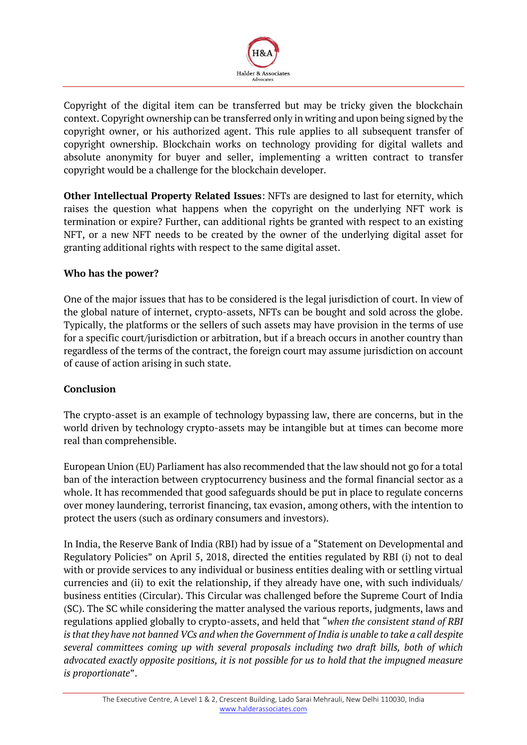Copyright of the digital item can be transferred but may be tricky given the blockchain context. Copyright ownership can be transferred only in writing and upon being signed by the copyright owner, or his authorized agent. This rule applies to all subsequent transfer of copyright ownership. Blockchain works on technology providing for digital wallets and absolute anonymity for buyer and seller, implementing a written contract to transfer copyright would be a challenge for the blockchain developer.

**Other Intellectual Property Related Issues**: NFTs are designed to last for eternity, which raises the question what happens when the copyright on the underlying NFT work is termination or expire? Further, can additional rights be granted with respect to an existing NFT, or a new NFT needs to be created by the owner of the underlying digital asset for granting additional rights with respect to the same digital asset.

## Who has the power?

One of the major issues that has to be considered is the legal jurisdiction of court. In view of the global nature of internet, crypto-assets, NFTs can be bought and sold across the globe. Typically, the platforms or the sellers of such assets may have provision in the terms of use for a specific court/jurisdiction or arbitration, but if a breach occurs in another country than regardless of the terms of the contract, the foreign court may assume jurisdiction on account of cause of action arising in such state.

## Conclusion

The crypto-asset is an example of technology bypassing law, there are concerns, but in the world driven by technology crypto-assets may be intangible but at times can become more real than comprehensible.

European Union (EU) Parliament has also recommended that the law should not go for a total ban of the interaction between cryptocurrency business and the formal financial sector as a whole. It has recommended that good safeguards should be put in place to regulate concerns over money laundering, terrorist financing, tax evasion, among others, with the intention to protect the users (such as ordinary consumers and investors).

In India, the Reserve Bank of India (RBI) had by issue of a "Statement on Developmental and Regulatory Policies" on April 5, 2018, directed the entities regulated by RBI (i) not to deal with or provide services to any individual or business entities dealing with or settling virtual currencies and (ii) to exit the relationship, if they already have one, with such individuals/ business entities (Circular). This Circular was challenged before the Supreme Court of India (SC). The SC while considering the matter analysed the various reports, judgments, laws and regulations applied globally to crypto-assets, and held that "*when the consistent stand of RBI is that they have not banned VCs and when the Government of India is unable to take a call despite several committees coming up with several proposals including two draft bills, both of which advocated exactly opposite positions, it is not possible for us to hold that the impugned measure is proportionate*".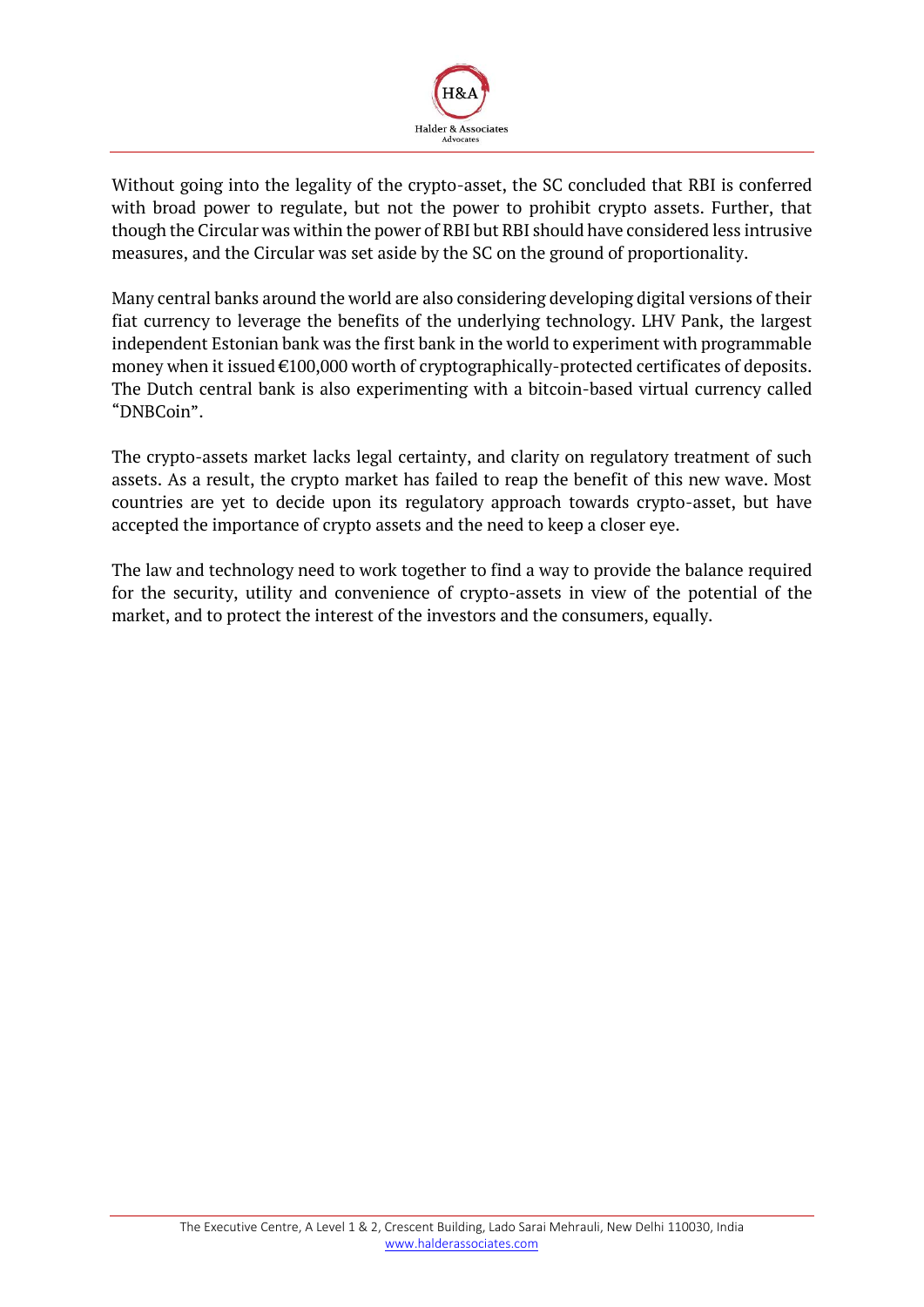Without going into the legality of the crypto-asset, the SC concluded that RBI is conferred with broad power to regulate, but not the power to prohibit crypto assets. Further, that though the Circular was within the power of RBI but RBI should have considered less intrusive measures, and the Circular was set aside by the SC on the ground of proportionality.

Many central banks around the world are also considering developing digital versions of their fiat currency to leverage the benefits of the underlying technology. LHV Pank, the largest independent Estonian bank was the first bank in the world to experiment with programmable money when it issued €100,000 worth of cryptographically-protected certificates of deposits. The Dutch central bank is also experimenting with a bitcoin-based virtual currency called "DNBCoin".

The crypto-assets market lacks legal certainty, and clarity on regulatory treatment of such assets. As a result, the crypto market has failed to reap the benefit of this new wave. Most countries are yet to decide upon its regulatory approach towards crypto-asset, but have accepted the importance of crypto assets and the need to keep a closer eye.

The law and technology need to work together to find a way to provide the balance required for the security, utility and convenience of crypto-assets in view of the potential of the market, and to protect the interest of the investors and the consumers, equally.